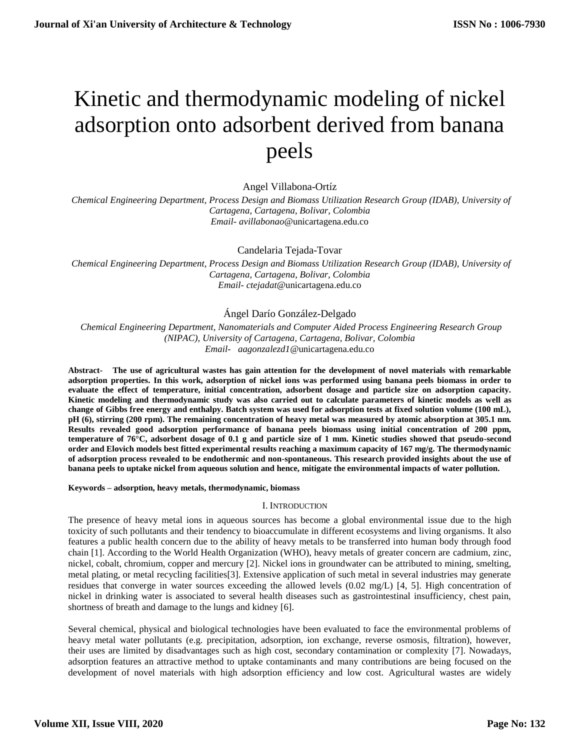// Kinetic and thermodynamic modeling of nickel adsorption onto adsorbent derived from banana peels

Angel Villabona-Ortíz

*Chemical Engineering Department, Process Design and Biomass Utilization Research Group (IDAB), University of Cartagena, Cartagena, Bolivar, Colombia*
*Email- avillabonao@unicartagena.edu.co*

Candelaria Tejada-Tovar

*Chemical Engineering Department, Process Design and Biomass Utilization Research Group (IDAB), University of Cartagena, Cartagena, Bolivar, Colombia*
*Email- ctejadat@unicartagena.edu.co*

Ángel Darío González-Delgado

*Chemical Engineering Department, Nanomaterials and Computer Aided Process Engineering Research Group (NIPAC), University of Cartagena, Cartagena, Bolivar, Colombia*
*Email- aagonzalezd1@unicartagena.edu.co*

**Abstract- The use of agricultural wastes has gain attention for the development of novel materials with remarkable adsorption properties. In this work, adsorption of nickel ions was performed using banana peels biomass in order to evaluate the effect of temperature, initial concentration, adsorbent dosage and particle size on adsorption capacity. Kinetic modeling and thermodynamic study was also carried out to calculate parameters of kinetic models as well as change of Gibbs free energy and enthalpy. Batch system was used for adsorption tests at fixed solution volume (100 mL), pH (6), stirring (200 rpm). The remaining concentration of heavy metal was measured by atomic absorption at 305.1 nm. Results revealed good adsorption performance of banana peels biomass using initial concentration of 200 ppm, temperature of 76°C, adsorbent dosage of 0.1 g and particle size of 1 mm. Kinetic studies showed that pseudo-second order and Elovich models best fitted experimental results reaching a maximum capacity of 167 mg/g. The thermodynamic of adsorption process revealed to be endothermic and non-spontaneous. This research provided insights about the use of banana peels to uptake nickel from aqueous solution and hence, mitigate the environmental impacts of water pollution.**

**Keywords – adsorption, heavy metals, thermodynamic, biomass**

## I. Introduction

The presence of heavy metal ions in aqueous sources has become a global environmental issue due to the high toxicity of such pollutants and their tendency to bioaccumulate in different ecosystems and living organisms. It also features a public health concern due to the ability of heavy metals to be transferred into human body through food chain [1]. According to the World Health Organization (WHO), heavy metals of greater concern are cadmium, zinc, nickel, cobalt, chromium, copper and mercury [2]. Nickel ions in groundwater can be attributed to mining, smelting, metal plating, or metal recycling facilities[3]. Extensive application of such metal in several industries may generate residues that converge in water sources exceeding the allowed levels (0.02 mg/L) [4, 5]. High concentration of nickel in drinking water is associated to several health diseases such as gastrointestinal insufficiency, chest pain, shortness of breath and damage to the lungs and kidney [6].

Several chemical, physical and biological technologies have been evaluated to face the environmental problems of heavy metal water pollutants (e.g. precipitation, adsorption, ion exchange, reverse osmosis, filtration), however, their uses are limited by disadvantages such as high cost, secondary contamination or complexity [7]. Nowadays, adsorption features an attractive method to uptake contaminants and many contributions are being focused on the development of novel materials with high adsorption efficiency and low cost. Agricultural wastes are widely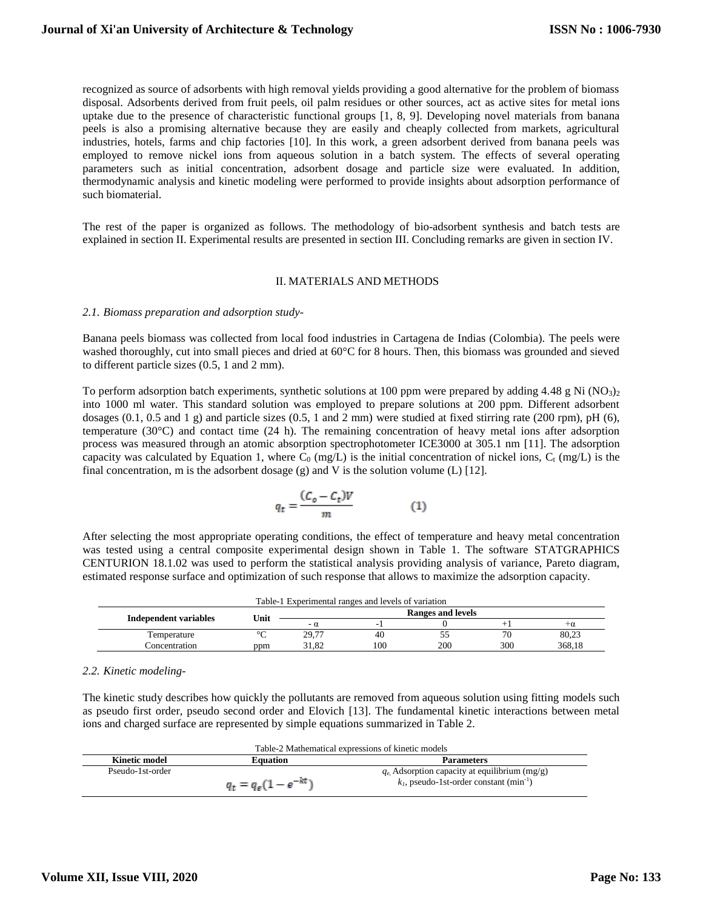recognized as source of adsorbents with high removal yields providing a good alternative for the problem of biomass disposal. Adsorbents derived from fruit peels, oil palm residues or other sources, act as active sites for metal ions uptake due to the presence of characteristic functional groups [1, 8, 9]. Developing novel materials from banana peels is also a promising alternative because they are easily and cheaply collected from markets, agricultural industries, hotels, farms and chip factories [10]. In this work, a green adsorbent derived from banana peels was employed to remove nickel ions from aqueous solution in a batch system. The effects of several operating parameters such as initial concentration, adsorbent dosage and particle size were evaluated. In addition, thermodynamic analysis and kinetic modeling were performed to provide insights about adsorption performance of such biomaterial.

The rest of the paper is organized as follows. The methodology of bio-adsorbent synthesis and batch tests are explained in section II. Experimental results are presented in section III. Concluding remarks are given in section IV.

## II. MATERIALS AND METHODS

### *2.1. Biomass preparation and adsorption study-*

Banana peels biomass was collected from local food industries in Cartagena de Indias (Colombia). The peels were washed thoroughly, cut into small pieces and dried at 60°C for 8 hours. Then, this biomass was grounded and sieved to different particle sizes (0.5, 1 and 2 mm).

To perform adsorption batch experiments, synthetic solutions at 100 ppm were prepared by adding 4.48 g $Ni(NO_3)_2$ into 1000 ml water. This standard solution was employed to prepare solutions at 200 ppm. Different adsorbent dosages (0.1, 0.5 and 1 g) and particle sizes (0.5, 1 and 2 mm) were studied at fixed stirring rate (200 rpm), pH (6), temperature (30°C) and contact time (24 h). The remaining concentration of heavy metal ions after adsorption process was measured through an atomic absorption spectrophotometer ICE3000 at 305.1 nm [11]. The adsorption capacity was calculated by Equation 1, where $C_0$ (mg/L) is the initial concentration of nickel ions, $C_t$ (mg/L) is the final concentration, m is the adsorbent dosage (g) and V is the solution volume (L) [12].

$$q_t = \frac{(C_o - C_t)V}{m} \qquad (1)$$

After selecting the most appropriate operating conditions, the effect of temperature and heavy metal concentration was tested using a central composite experimental design shown in Table 1. The software STATGRAPHICS CENTURION 18.1.02 was used to perform the statistical analysis providing analysis of variance, Pareto diagram, estimated response surface and optimization of such response that allows to maximize the adsorption capacity.

Table-1 Experimental ranges and levels of variation

| Independent variables | Unit | Ranges and levels | | | | |
|---|---|---|---|---|---|---|
| | | $-\alpha$ | -1 | 0 | +1 | $+\alpha$ |
| Temperature | °C | 29,77 | 40 | 55 | 70 | 80,23 |
| Concentration | ppm | 31,82 | 100 | 200 | 300 | 368,18 |

### *2.2. Kinetic modeling-*

The kinetic study describes how quickly the pollutants are removed from aqueous solution using fitting models such as pseudo first order, pseudo second order and Elovich [13]. The fundamental kinetic interactions between metal ions and charged surface are represented by simple equations summarized in Table 2.

Table-2 Mathematical expressions of kinetic models

| Kinetic model | Equation | Parameters |
|---|---|---|
| Pseudo-1st-order | $q_t = q_e(1 - e^{-kt})$ | $q_e$, Adsorption capacity at equilibrium (mg/g)<br>$k_1$, pseudo-1st-order constant ($min^{-1}$) |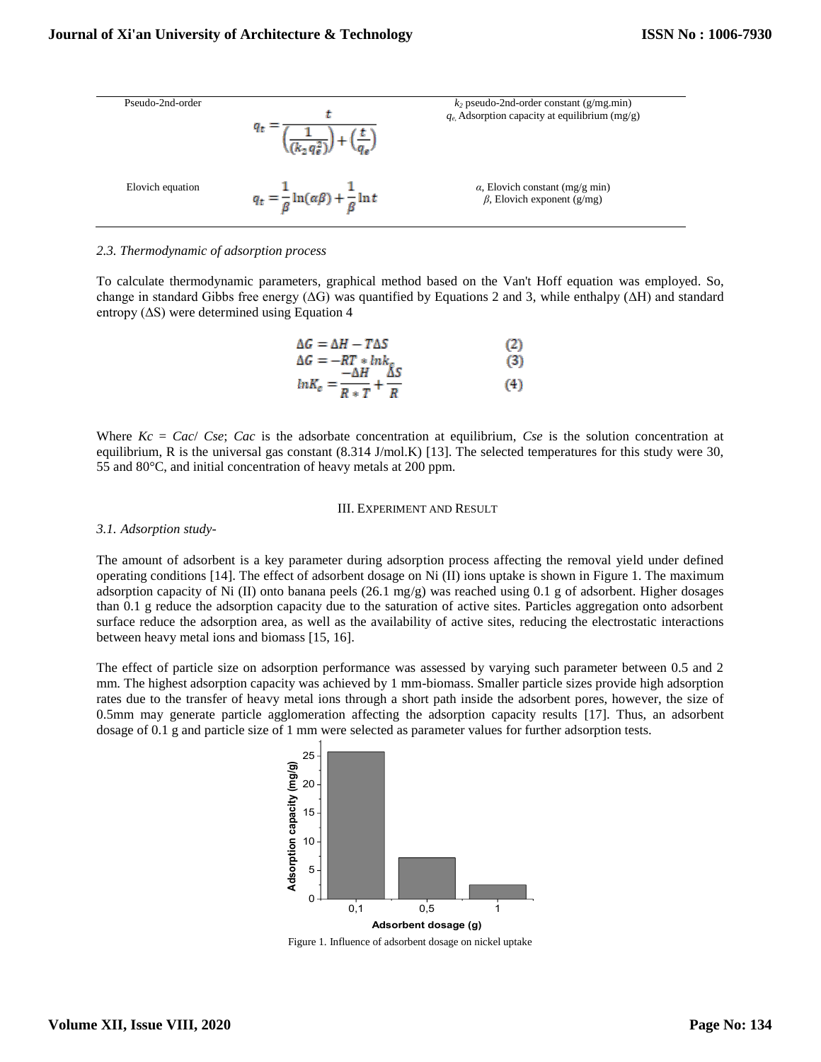| | | |
|---|---|---|
| Pseudo-2nd-order | $q_t = \frac{t}{\left(\frac{1}{(k_2 q_e^2)}\right) + \left(\frac{t}{q_e}\right)}$ | $k_2$ pseudo-2nd-order constant (g/mg.min)<br>$q_e$, Adsorption capacity at equilibrium (mg/g) |
| Elovich equation | $q_t = \frac{1}{\beta}\ln(\alpha\beta) + \frac{1}{\beta}\ln t$ | $\alpha$, Elovich constant (mg/g min)<br>$\beta$, Elovich exponent (g/mg) |

### *2.3. Thermodynamic of adsorption process*

To calculate thermodynamic parameters, graphical method based on the Van't Hoff equation was employed. So, change in standard Gibbs free energy (ΔG) was quantified by Equations 2 and 3, while enthalpy (ΔH) and standard entropy (ΔS) were determined using Equation 4

$$\Delta G = \Delta H - T\Delta S \quad (2)$$

$$\Delta G = -RT * \ln k_c \quad (3)$$

$$\ln K_c = \frac{-\Delta H}{R * T} + \frac{\Delta S}{R} \quad (4)$$

Where $Kc = Cac/Cse$; $Cac$ is the adsorbate concentration at equilibrium, $Cse$ is the solution concentration at equilibrium, R is the universal gas constant (8.314 J/mol.K) [13]. The selected temperatures for this study were 30, 55 and 80°C, and initial concentration of heavy metals at 200 ppm.

## III. Experiment and Result

### *3.1. Adsorption study-*

The amount of adsorbent is a key parameter during adsorption process affecting the removal yield under defined operating conditions [14]. The effect of adsorbent dosage on Ni (II) ions uptake is shown in Figure 1. The maximum adsorption capacity of Ni (II) onto banana peels (26.1 mg/g) was reached using 0.1 g of adsorbent. Higher dosages than 0.1 g reduce the adsorption capacity due to the saturation of active sites. Particles aggregation onto adsorbent surface reduce the adsorption area, as well as the availability of active sites, reducing the electrostatic interactions between heavy metal ions and biomass [15, 16].

The effect of particle size on adsorption performance was assessed by varying such parameter between 0.5 and 2 mm. The highest adsorption capacity was achieved by 1 mm-biomass. Smaller particle sizes provide high adsorption rates due to the transfer of heavy metal ions through a short path inside the adsorbent pores, however, the size of 0.5mm may generate particle agglomeration affecting the adsorption capacity results [17]. Thus, an adsorbent dosage of 0.1 g and particle size of 1 mm were selected as parameter values for further adsorption tests.

Figure 1. Influence of adsorbent dosage on nickel uptake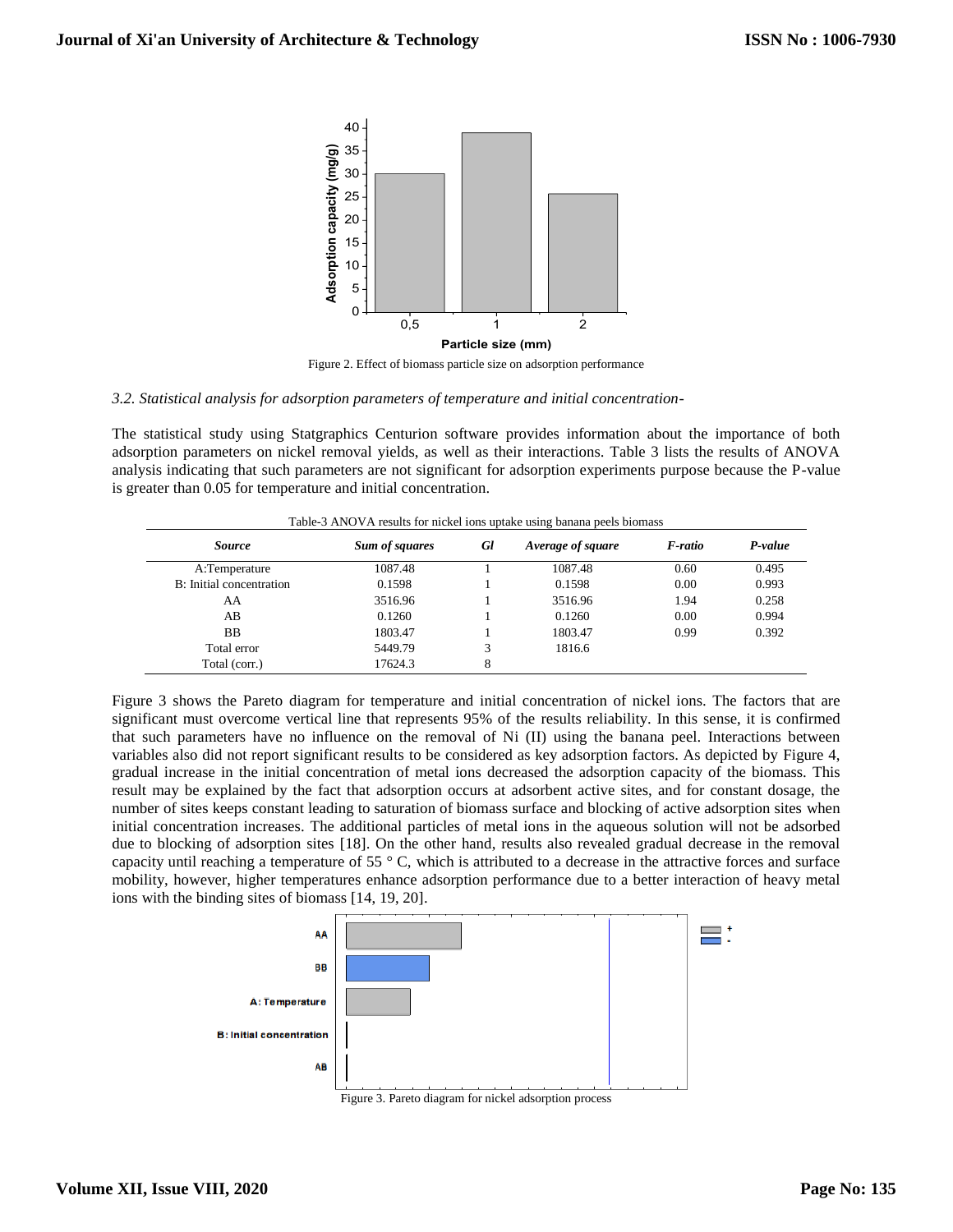Figure 2. Effect of biomass particle size on adsorption performance

*3.2. Statistical analysis for adsorption parameters of temperature and initial concentration-*

The statistical study using Statgraphics Centurion software provides information about the importance of both adsorption parameters on nickel removal yields, as well as their interactions. Table 3 lists the results of ANOVA analysis indicating that such parameters are not significant for adsorption experiments purpose because the P-value is greater than 0.05 for temperature and initial concentration.

Table-3 ANOVA results for nickel ions uptake using banana peels biomass

| *Source* | *Sum of squares* | *Gl* | *Average of square* | *F-ratio* | *P-value* |
|---|---|---|---|---|---|
| A:Temperature | 1087.48 | 1 | 1087.48 | 0.60 | 0.495 |
| B: Initial concentration | 0.1598 | 1 | 0.1598 | 0.00 | 0.993 |
| AA | 3516.96 | 1 | 3516.96 | 1.94 | 0.258 |
| AB | 0.1260 | 1 | 0.1260 | 0.00 | 0.994 |
| BB | 1803.47 | 1 | 1803.47 | 0.99 | 0.392 |
| Total error | 5449.79 | 3 | 1816.6 | | |
| Total (corr.) | 17624.3 | 8 | | | |

Figure 3 shows the Pareto diagram for temperature and initial concentration of nickel ions. The factors that are significant must overcome vertical line that represents 95% of the results reliability. In this sense, it is confirmed that such parameters have no influence on the removal of Ni (II) using the banana peel. Interactions between variables also did not report significant results to be considered as key adsorption factors. As depicted by Figure 4, gradual increase in the initial concentration of metal ions decreased the adsorption capacity of the biomass. This result may be explained by the fact that adsorption occurs at adsorbent active sites, and for constant dosage, the number of sites keeps constant leading to saturation of biomass surface and blocking of active adsorption sites when initial concentration increases. The additional particles of metal ions in the aqueous solution will not be adsorbed due to blocking of adsorption sites [18]. On the other hand, results also revealed gradual decrease in the removal capacity until reaching a temperature of 55 ° C, which is attributed to a decrease in the attractive forces and surface mobility, however, higher temperatures enhance adsorption performance due to a better interaction of heavy metal ions with the binding sites of biomass [14, 19, 20].

Figure 3. Pareto diagram for nickel adsorption process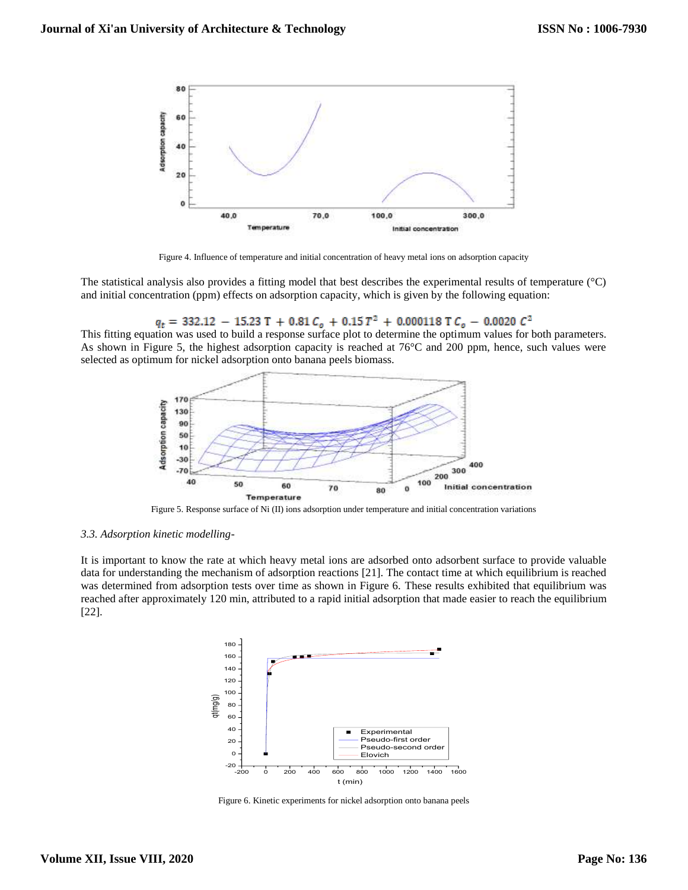Figure 4. Influence of temperature and initial concentration of heavy metal ions on adsorption capacity

The statistical analysis also provides a fitting model that best describes the experimental results of temperature (°C) and initial concentration (ppm) effects on adsorption capacity, which is given by the following equation:

$$q_t = 332.12 - 15.23\,T + 0.81\,C_o + 0.15\,T^2 + 0.000118\,T\,C_o - 0.0020\,C^2$$

This fitting equation was used to build a response surface plot to determine the optimum values for both parameters. As shown in Figure 5, the highest adsorption capacity is reached at 76°C and 200 ppm, hence, such values were selected as optimum for nickel adsorption onto banana peels biomass.

Figure 5. Response surface of Ni (II) ions adsorption under temperature and initial concentration variations

### *3.3. Adsorption kinetic modelling-*

It is important to know the rate at which heavy metal ions are adsorbed onto adsorbent surface to provide valuable data for understanding the mechanism of adsorption reactions [21]. The contact time at which equilibrium is reached was determined from adsorption tests over time as shown in Figure 6. These results exhibited that equilibrium was reached after approximately 120 min, attributed to a rapid initial adsorption that made easier to reach the equilibrium [22].

Figure 6. Kinetic experiments for nickel adsorption onto banana peels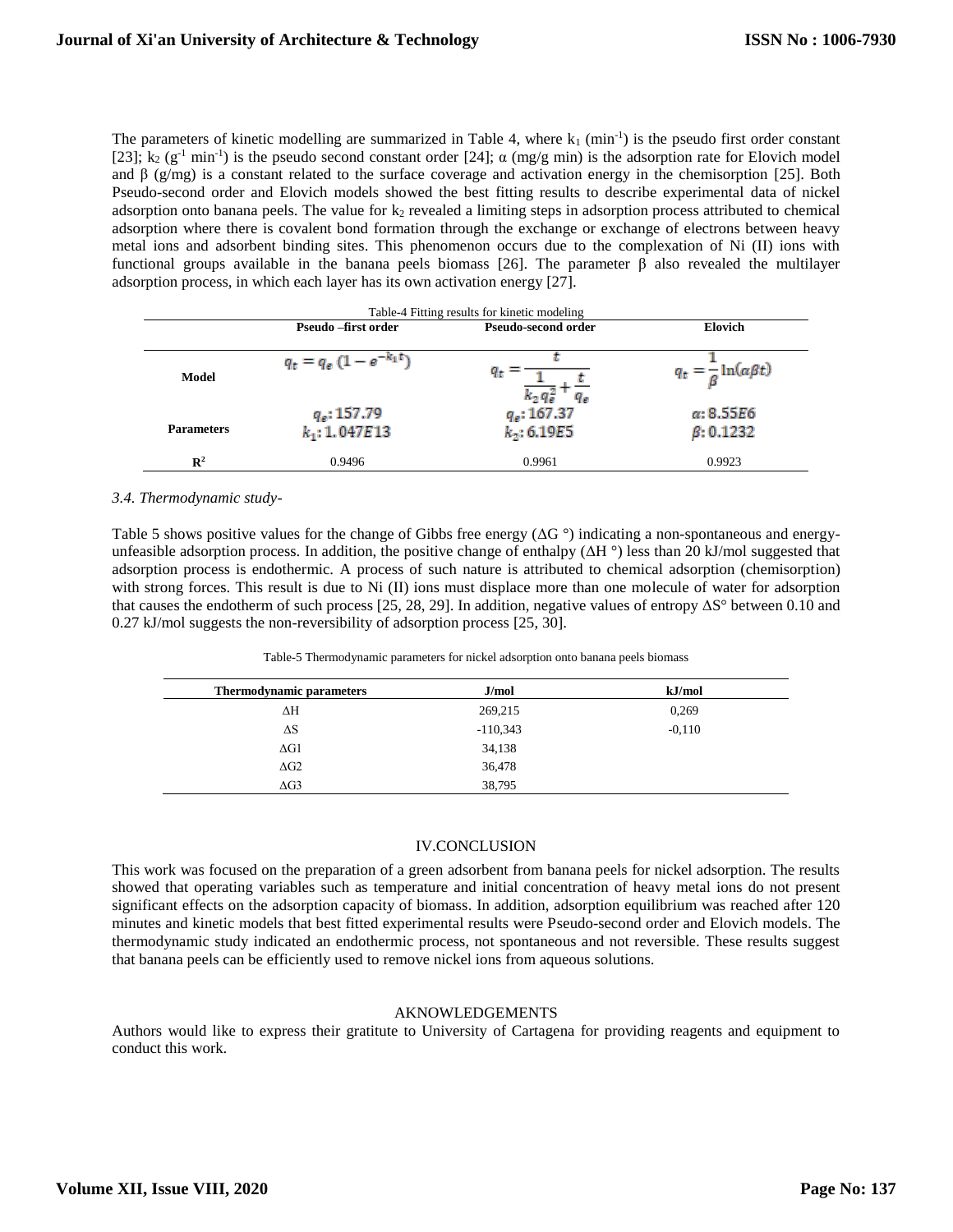The parameters of kinetic modelling are summarized in Table 4, where $k_1$ ($min^{-1}$) is the pseudo first order constant [23]; $k_2$ ($g^{-1}$ $min^{-1}$) is the pseudo second constant order [24]; $\alpha$ (mg/g min) is the adsorption rate for Elovich model and $\beta$ (g/mg) is a constant related to the surface coverage and activation energy in the chemisorption [25]. Both Pseudo-second order and Elovich models showed the best fitting results to describe experimental data of nickel adsorption onto banana peels. The value for $k_2$ revealed a limiting steps in adsorption process attributed to chemical adsorption where there is covalent bond formation through the exchange or exchange of electrons between heavy metal ions and adsorbent binding sites. This phenomenon occurs due to the complexation of Ni (II) ions with functional groups available in the banana peels biomass [26]. The parameter $\beta$ also revealed the multilayer adsorption process, in which each layer has its own activation energy [27].

Table-4 Fitting results for kinetic modeling

| | Pseudo –first order | Pseudo-second order | Elovich |
|---|---|---|---|
| **Model** | $q_t = q_e\left(1 - e^{-k_1 t}\right)$ | $q_t = \dfrac{t}{\dfrac{1}{k_2 q_e^2} + \dfrac{t}{q_e}}$ | $q_t = \dfrac{1}{\beta}\ln(\alpha\beta t)$ |
| **Parameters** | $q_e$: 157.79<br>$k_1$: 1.047E13 | $q_e$: 167.37<br>$k_2$: 6.19E5 | $\alpha$: 8.55E6<br>$\beta$: 0.1232 |
| $R^2$ | 0.9496 | 0.9961 | 0.9923 |

*3.4. Thermodynamic study-*

Table 5 shows positive values for the change of Gibbs free energy ($\Delta G$ °) indicating a non-spontaneous and energy-unfeasible adsorption process. In addition, the positive change of enthalpy ($\Delta H$ °) less than 20 kJ/mol suggested that adsorption process is endothermic. A process of such nature is attributed to chemical adsorption (chemisorption) with strong forces. This result is due to Ni (II) ions must displace more than one molecule of water for adsorption that causes the endotherm of such process [25, 28, 29]. In addition, negative values of entropy $\Delta S°$ between 0.10 and 0.27 kJ/mol suggests the non-reversibility of adsorption process [25, 30].

Table-5 Thermodynamic parameters for nickel adsorption onto banana peels biomass

| Thermodynamic parameters | J/mol | kJ/mol |
|---|---|---|
| $\Delta H$ | 269,215 | 0,269 |
| $\Delta S$ | -110,343 | -0,110 |
| $\Delta G1$ | 34,138 | |
| $\Delta G2$ | 36,478 | |
| $\Delta G3$ | 38,795 | |

## IV.CONCLUSION

This work was focused on the preparation of a green adsorbent from banana peels for nickel adsorption. The results showed that operating variables such as temperature and initial concentration of heavy metal ions do not present significant effects on the adsorption capacity of biomass. In addition, adsorption equilibrium was reached after 120 minutes and kinetic models that best fitted experimental results were Pseudo-second order and Elovich models. The thermodynamic study indicated an endothermic process, not spontaneous and not reversible. These results suggest that banana peels can be efficiently used to remove nickel ions from aqueous solutions.

## AKNOWLEDGEMENTS

Authors would like to express their gratitute to University of Cartagena for providing reagents and equipment to conduct this work.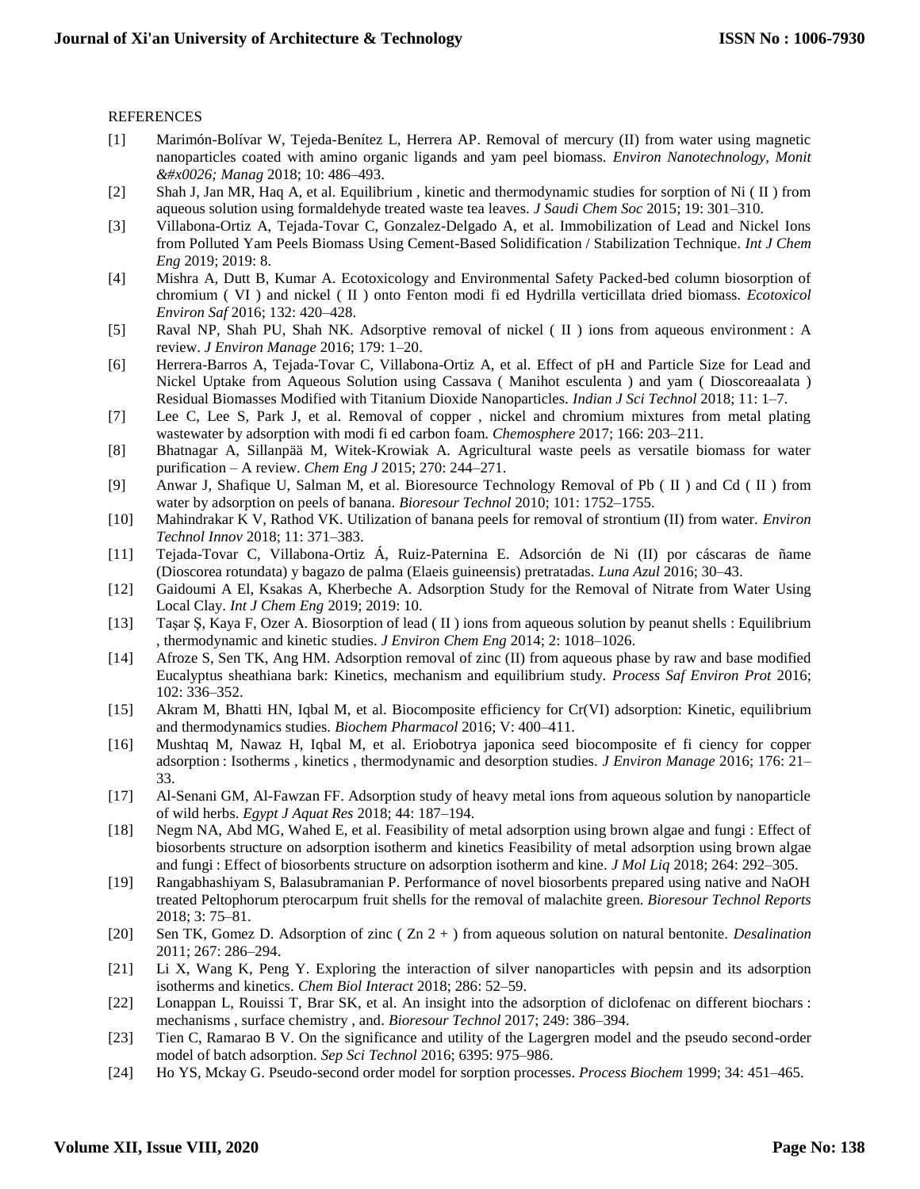REFERENCES

[1] Marimón-Bolívar W, Tejeda-Benítez L, Herrera AP. Removal of mercury (II) from water using magnetic nanoparticles coated with amino organic ligands and yam peel biomass. *Environ Nanotechnology, Monit &#x0026; Manag* 2018; 10: 486–493.

[2] Shah J, Jan MR, Haq A, et al. Equilibrium , kinetic and thermodynamic studies for sorption of Ni ( II ) from aqueous solution using formaldehyde treated waste tea leaves. *J Saudi Chem Soc* 2015; 19: 301–310.

[3] Villabona-Ortiz A, Tejada-Tovar C, Gonzalez-Delgado A, et al. Immobilization of Lead and Nickel Ions from Polluted Yam Peels Biomass Using Cement-Based Solidification / Stabilization Technique. *Int J Chem Eng* 2019; 2019: 8.

[4] Mishra A, Dutt B, Kumar A. Ecotoxicology and Environmental Safety Packed-bed column biosorption of chromium ( VI ) and nickel ( II ) onto Fenton modi fi ed Hydrilla verticillata dried biomass. *Ecotoxicol Environ Saf* 2016; 132: 420–428.

[5] Raval NP, Shah PU, Shah NK. Adsorptive removal of nickel ( II ) ions from aqueous environment : A review. *J Environ Manage* 2016; 179: 1–20.

[6] Herrera-Barros A, Tejada-Tovar C, Villabona-Ortiz A, et al. Effect of pH and Particle Size for Lead and Nickel Uptake from Aqueous Solution using Cassava ( Manihot esculenta ) and yam ( Dioscoreaalata ) Residual Biomasses Modified with Titanium Dioxide Nanoparticles. *Indian J Sci Technol* 2018; 11: 1–7.

[7] Lee C, Lee S, Park J, et al. Removal of copper , nickel and chromium mixtures from metal plating wastewater by adsorption with modi fi ed carbon foam. *Chemosphere* 2017; 166: 203–211.

[8] Bhatnagar A, Sillanpää M, Witek-Krowiak A. Agricultural waste peels as versatile biomass for water purification – A review. *Chem Eng J* 2015; 270: 244–271.

[9] Anwar J, Shafique U, Salman M, et al. Bioresource Technology Removal of Pb ( II ) and Cd ( II ) from water by adsorption on peels of banana. *Bioresour Technol* 2010; 101: 1752–1755.

[10] Mahindrakar K V, Rathod VK. Utilization of banana peels for removal of strontium (II) from water. *Environ Technol Innov* 2018; 11: 371–383.

[11] Tejada-Tovar C, Villabona-Ortiz Á, Ruiz-Paternina E. Adsorción de Ni (II) por cáscaras de ñame (Dioscorea rotundata) y bagazo de palma (Elaeis guineensis) pretratadas. *Luna Azul* 2016; 30–43.

[12] Gaidoumi A El, Ksakas A, Kherbeche A. Adsorption Study for the Removal of Nitrate from Water Using Local Clay. *Int J Chem Eng* 2019; 2019: 10.

[13] Taşar Ş, Kaya F, Ozer A. Biosorption of lead ( II ) ions from aqueous solution by peanut shells : Equilibrium , thermodynamic and kinetic studies. *J Environ Chem Eng* 2014; 2: 1018–1026.

[14] Afroze S, Sen TK, Ang HM. Adsorption removal of zinc (II) from aqueous phase by raw and base modified Eucalyptus sheathiana bark: Kinetics, mechanism and equilibrium study. *Process Saf Environ Prot* 2016; 102: 336–352.

[15] Akram M, Bhatti HN, Iqbal M, et al. Biocomposite efficiency for Cr(VI) adsorption: Kinetic, equilibrium and thermodynamics studies. *Biochem Pharmacol* 2016; V: 400–411.

[16] Mushtaq M, Nawaz H, Iqbal M, et al. Eriobotrya japonica seed biocomposite ef fi ciency for copper adsorption : Isotherms , kinetics , thermodynamic and desorption studies. *J Environ Manage* 2016; 176: 21–33.

[17] Al-Senani GM, Al-Fawzan FF. Adsorption study of heavy metal ions from aqueous solution by nanoparticle of wild herbs. *Egypt J Aquat Res* 2018; 44: 187–194.

[18] Negm NA, Abd MG, Wahed E, et al. Feasibility of metal adsorption using brown algae and fungi : Effect of biosorbents structure on adsorption isotherm and kinetics Feasibility of metal adsorption using brown algae and fungi : Effect of biosorbents structure on adsorption isotherm and kine. *J Mol Liq* 2018; 264: 292–305.

[19] Rangabhashiyam S, Balasubramanian P. Performance of novel biosorbents prepared using native and NaOH treated Peltophorum pterocarpum fruit shells for the removal of malachite green. *Bioresour Technol Reports* 2018; 3: 75–81.

[20] Sen TK, Gomez D. Adsorption of zinc ( Zn 2 + ) from aqueous solution on natural bentonite. *Desalination* 2011; 267: 286–294.

[21] Li X, Wang K, Peng Y. Exploring the interaction of silver nanoparticles with pepsin and its adsorption isotherms and kinetics. *Chem Biol Interact* 2018; 286: 52–59.

[22] Lonappan L, Rouissi T, Brar SK, et al. An insight into the adsorption of diclofenac on different biochars : mechanisms , surface chemistry , and. *Bioresour Technol* 2017; 249: 386–394.

[23] Tien C, Ramarao B V. On the significance and utility of the Lagergren model and the pseudo second-order model of batch adsorption. *Sep Sci Technol* 2016; 6395: 975–986.

[24] Ho YS, Mckay G. Pseudo-second order model for sorption processes. *Process Biochem* 1999; 34: 451–465.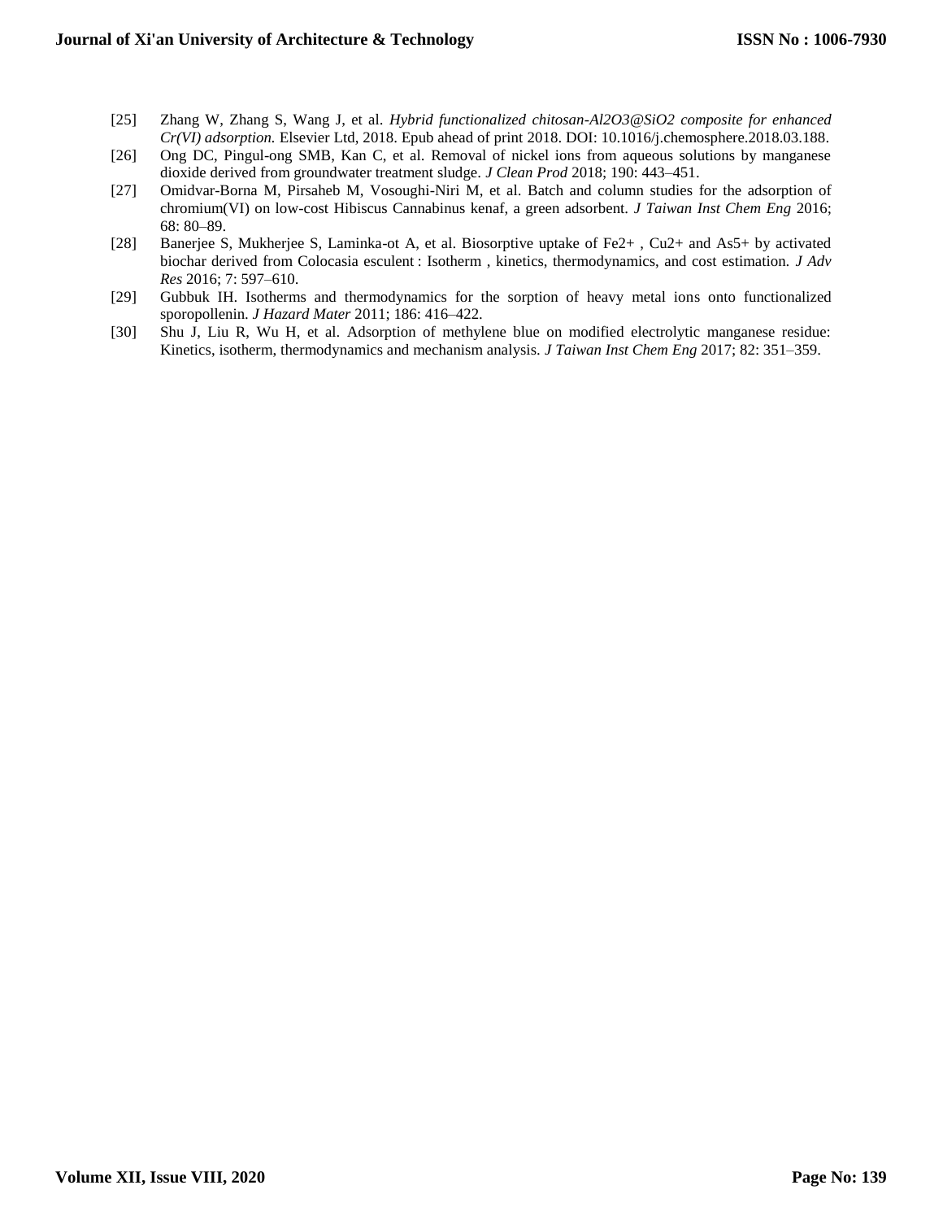[25] Zhang W, Zhang S, Wang J, et al. *Hybrid functionalized chitosan-Al2O3@SiO2 composite for enhanced Cr(VI) adsorption.* Elsevier Ltd, 2018. Epub ahead of print 2018. DOI: 10.1016/j.chemosphere.2018.03.188.

[26] Ong DC, Pingul-ong SMB, Kan C, et al. Removal of nickel ions from aqueous solutions by manganese dioxide derived from groundwater treatment sludge. *J Clean Prod* 2018; 190: 443–451.

[27] Omidvar-Borna M, Pirsaheb M, Vosoughi-Niri M, et al. Batch and column studies for the adsorption of chromium(VI) on low-cost Hibiscus Cannabinus kenaf, a green adsorbent. *J Taiwan Inst Chem Eng* 2016; 68: 80–89.

[28] Banerjee S, Mukherjee S, Laminka-ot A, et al. Biosorptive uptake of Fe2+ , Cu2+ and As5+ by activated biochar derived from Colocasia esculent : Isotherm , kinetics, thermodynamics, and cost estimation. *J Adv Res* 2016; 7: 597–610.

[29] Gubbuk IH. Isotherms and thermodynamics for the sorption of heavy metal ions onto functionalized sporopollenin. *J Hazard Mater* 2011; 186: 416–422.

[30] Shu J, Liu R, Wu H, et al. Adsorption of methylene blue on modified electrolytic manganese residue: Kinetics, isotherm, thermodynamics and mechanism analysis. *J Taiwan Inst Chem Eng* 2017; 82: 351–359.